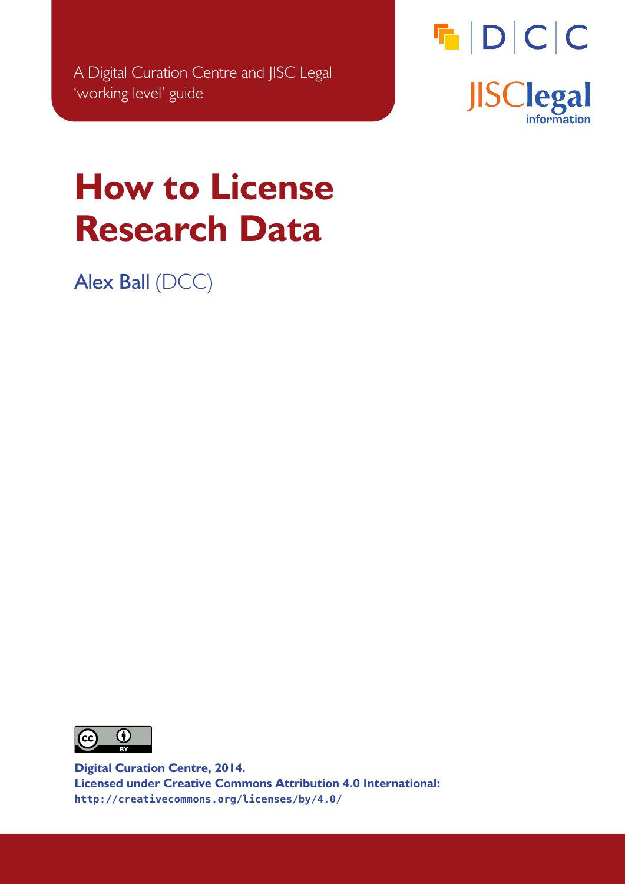A Digital Curation Centre and JISC Legal 'working level' guide

DCC

JISClegal information

# How to License Research Data

Alex Ball (DCC)

**Digital Curation Centre, 2014.**
**Licensed under Creative Commons Attribution 4.0 International:**
`http://creativecommons.org/licenses/by/4.0/`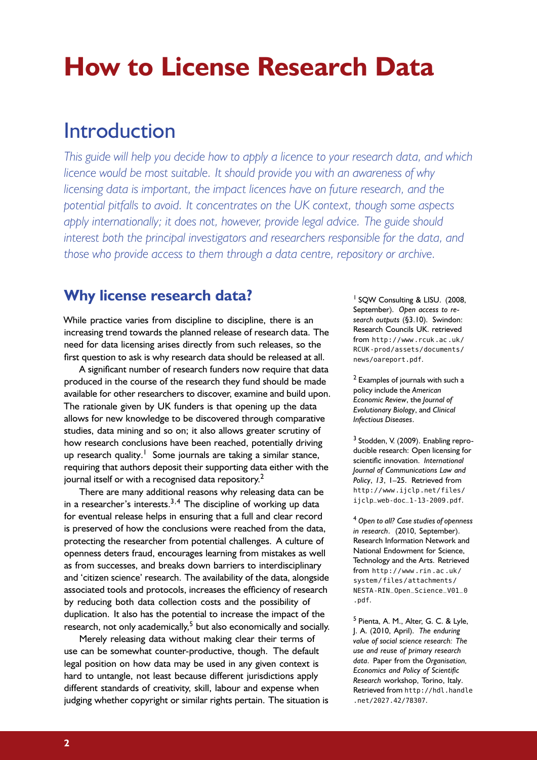# How to License Research Data

## Introduction

*This guide will help you decide how to apply a licence to your research data, and which licence would be most suitable. It should provide you with an awareness of why licensing data is important, the impact licences have on future research, and the potential pitfalls to avoid. It concentrates on the UK context, though some aspects apply internationally; it does not, however, provide legal advice. The guide should interest both the principal investigators and researchers responsible for the data, and those who provide access to them through a data centre, repository or archive.*

### Why license research data?

While practice varies from discipline to discipline, there is an increasing trend towards the planned release of research data. The need for data licensing arises directly from such releases, so the first question to ask is why research data should be released at all.

A significant number of research funders now require that data produced in the course of the research they fund should be made available for other researchers to discover, examine and build upon. The rationale given by UK funders is that opening up the data allows for new knowledge to be discovered through comparative studies, data mining and so on; it also allows greater scrutiny of how research conclusions have been reached, potentially driving up research quality.[1] Some journals are taking a similar stance, requiring that authors deposit their supporting data either with the journal itself or with a recognised data repository.[2]

There are many additional reasons why releasing data can be in a researcher's interests.[3,4] The discipline of working up data for eventual release helps in ensuring that a full and clear record is preserved of how the conclusions were reached from the data, protecting the researcher from potential challenges. A culture of openness deters fraud, encourages learning from mistakes as well as from successes, and breaks down barriers to interdisciplinary and 'citizen science' research. The availability of the data, alongside associated tools and protocols, increases the efficiency of research by reducing both data collection costs and the possibility of duplication. It also has the potential to increase the impact of the research, not only academically,[5] but also economically and socially.

Merely releasing data without making clear their terms of use can be somewhat counter-productive, though. The default legal position on how data may be used in any given context is hard to untangle, not least because different jurisdictions apply different standards of creativity, skill, labour and expense when judging whether copyright or similar rights pertain. The situation is

[1] SQW Consulting & LISU. (2008, September). *Open access to research outputs* (§3.10). Swindon: Research Councils UK. retrieved from http://www.rcuk.ac.uk/RCUK-prod/assets/documents/news/oareport.pdf.

[2] Examples of journals with such a policy include the *American Economic Review*, the *Journal of Evolutionary Biology*, and *Clinical Infectious Diseases*.

[3] Stodden, V. (2009). Enabling reproducible research: Open licensing for scientific innovation. *International Journal of Communications Law and Policy*, *13*, 1–25. Retrieved from http://www.ijclp.net/files/ijclp_web-doc_1-13-2009.pdf.

[4] *Open to all? Case studies of openness in research*. (2010, September). Research Information Network and National Endowment for Science, Technology and the Arts. Retrieved from http://www.rin.ac.uk/system/files/attachments/NESTA-RIN_Open_Science_V01_0.pdf.

[5] Pienta, A. M., Alter, G. C. & Lyle, J. A. (2010, April). *The enduring value of social science research: The use and reuse of primary research data*. Paper from the *Organisation, Economics and Policy of Scientific Research* workshop, Torino, Italy. Retrieved from http://hdl.handle.net/2027.42/78307.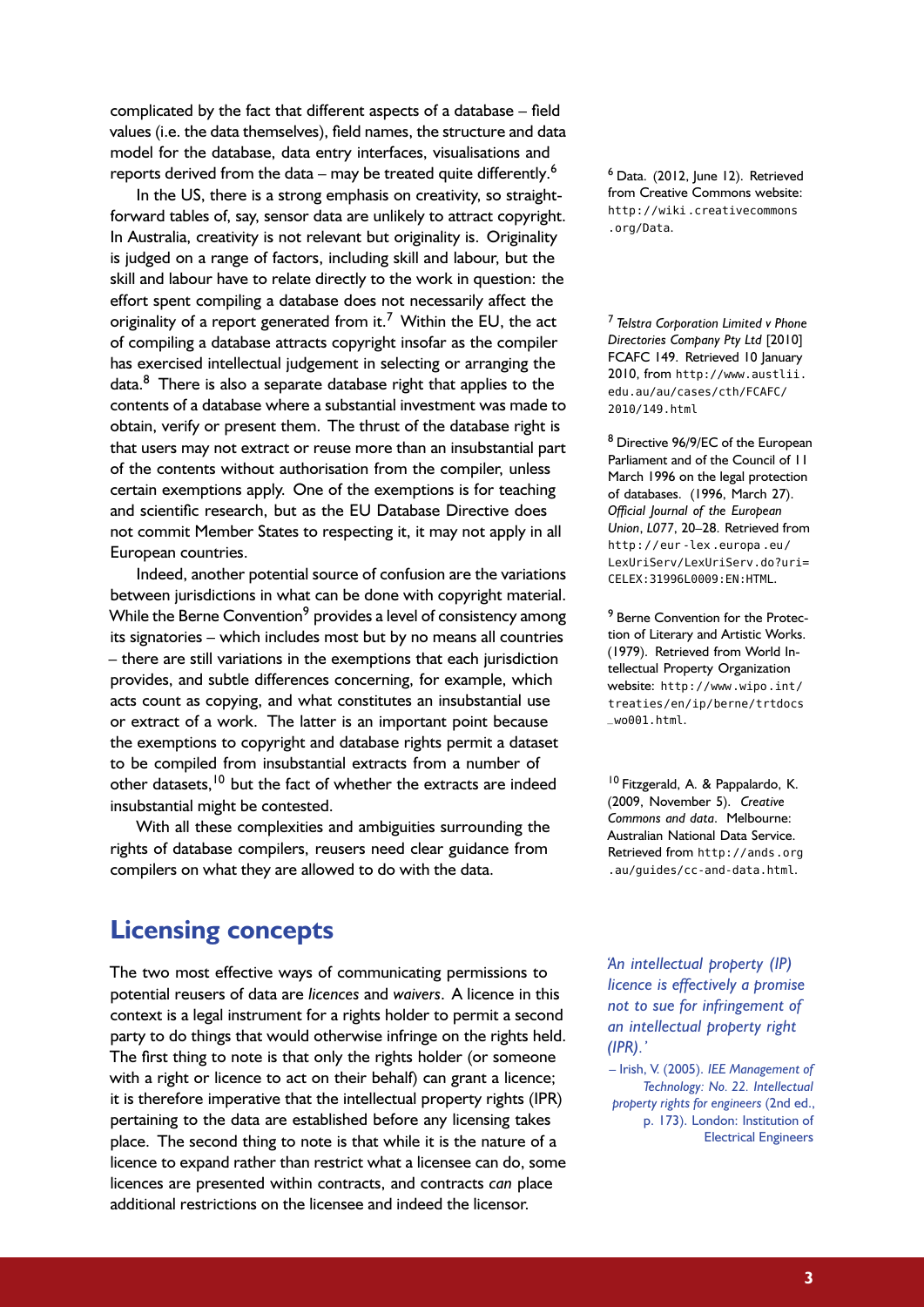complicated by the fact that different aspects of a database – field values (i.e. the data themselves), field names, the structure and data model for the database, data entry interfaces, visualisations and reports derived from the data – may be treated quite differently.[6]

In the US, there is a strong emphasis on creativity, so straightforward tables of, say, sensor data are unlikely to attract copyright. In Australia, creativity is not relevant but originality is. Originality is judged on a range of factors, including skill and labour, but the skill and labour have to relate directly to the work in question: the effort spent compiling a database does not necessarily affect the originality of a report generated from it.[7] Within the EU, the act of compiling a database attracts copyright insofar as the compiler has exercised intellectual judgement in selecting or arranging the data.[8] There is also a separate database right that applies to the contents of a database where a substantial investment was made to obtain, verify or present them. The thrust of the database right is that users may not extract or reuse more than an insubstantial part of the contents without authorisation from the compiler, unless certain exemptions apply. One of the exemptions is for teaching and scientific research, but as the EU Database Directive does not commit Member States to respecting it, it may not apply in all European countries.

Indeed, another potential source of confusion are the variations between jurisdictions in what can be done with copyright material. While the Berne Convention[9] provides a level of consistency among its signatories – which includes most but by no means all countries – there are still variations in the exemptions that each jurisdiction provides, and subtle differences concerning, for example, which acts count as copying, and what constitutes an insubstantial use or extract of a work. The latter is an important point because the exemptions to copyright and database rights permit a dataset to be compiled from insubstantial extracts from a number of other datasets,[10] but the fact of whether the extracts are indeed insubstantial might be contested.

With all these complexities and ambiguities surrounding the rights of database compilers, reusers need clear guidance from compilers on what they are allowed to do with the data.

[6] Data. (2012, June 12). Retrieved from Creative Commons website: http://wiki.creativecommons.org/Data.

[7] *Telstra Corporation Limited v Phone Directories Company Pty Ltd* [2010] FCAFC 149. Retrieved 10 January 2010, from http://www.austlii.edu.au/au/cases/cth/FCAFC/2010/149.html

[8] Directive 96/9/EC of the European Parliament and of the Council of 11 March 1996 on the legal protection of databases. (1996, March 27). *Official Journal of the European Union*, *L077*, 20–28. Retrieved from http://eur-lex.europa.eu/LexUriServ/LexUriServ.do?uri=CELEX:31996L0009:EN:HTML.

[9] Berne Convention for the Protection of Literary and Artistic Works. (1979). Retrieved from World Intellectual Property Organization website: http://www.wipo.int/treaties/en/ip/berne/trtdocs_wo001.html.

[10] Fitzgerald, A. & Pappalardo, K. (2009, November 5). *Creative Commons and data*. Melbourne: Australian National Data Service. Retrieved from http://ands.org.au/guides/cc-and-data.html.

## Licensing concepts

The two most effective ways of communicating permissions to potential reusers of data are *licences* and *waivers*. A licence in this context is a legal instrument for a rights holder to permit a second party to do things that would otherwise infringe on the rights held. The first thing to note is that only the rights holder (or someone with a right or licence to act on their behalf) can grant a licence; it is therefore imperative that the intellectual property rights (IPR) pertaining to the data are established before any licensing takes place. The second thing to note is that while it is the nature of a licence to expand rather than restrict what a licensee can do, some licences are presented within contracts, and contracts *can* place additional restrictions on the licensee and indeed the licensor.

*'An intellectual property (IP) licence is effectively a promise not to sue for infringement of an intellectual property right (IPR).'*

– Irish, V. (2005). *IEE Management of Technology: No. 22. Intellectual property rights for engineers* (2nd ed., p. 173). London: Institution of Electrical Engineers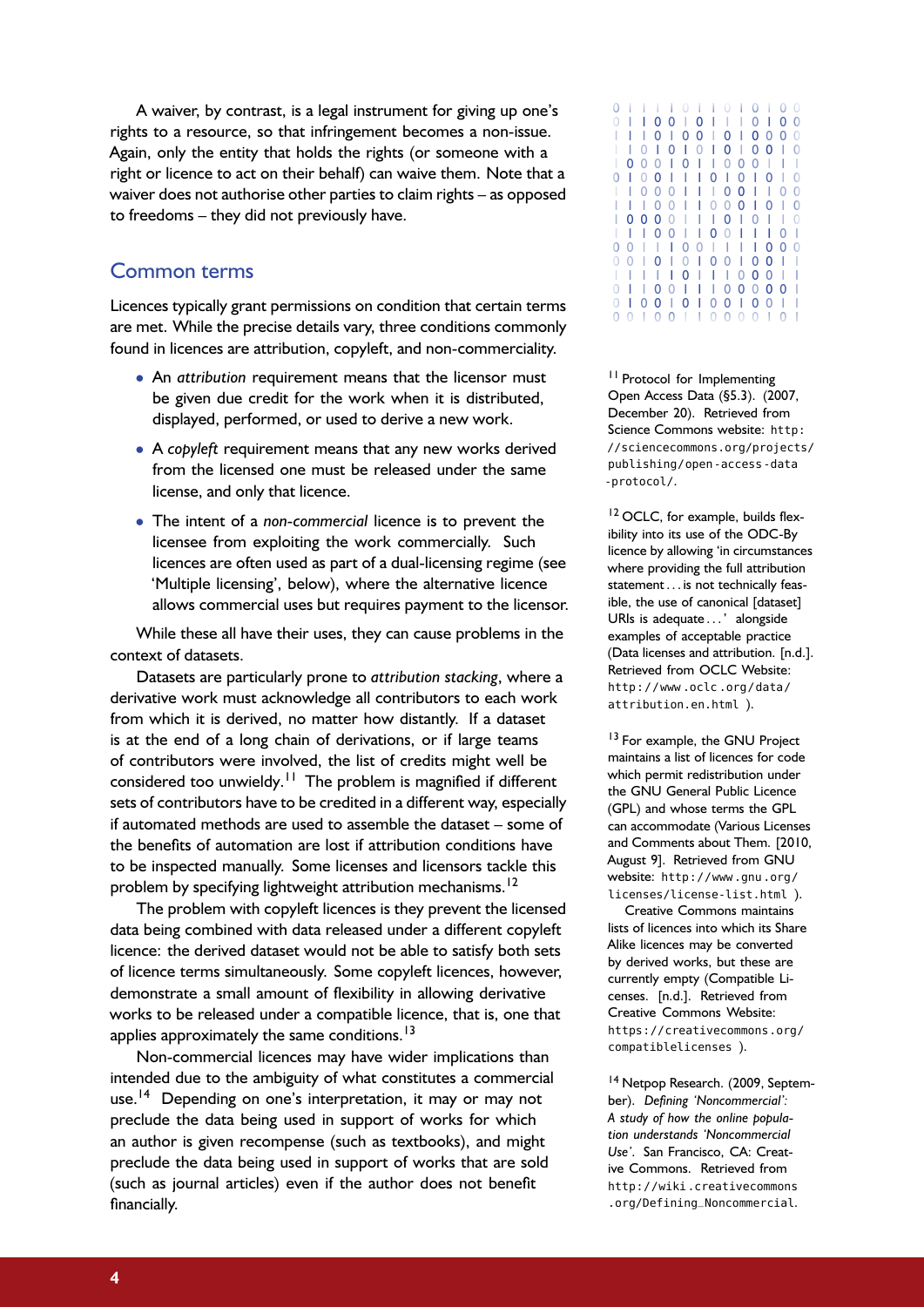A waiver, by contrast, is a legal instrument for giving up one's rights to a resource, so that infringement becomes a non-issue. Again, only the entity that holds the rights (or someone with a right or licence to act on their behalf) can waive them. Note that a waiver does not authorise other parties to claim rights – as opposed to freedoms – they did not previously have.

## Common terms

Licences typically grant permissions on condition that certain terms are met. While the precise details vary, three conditions commonly found in licences are attribution, copyleft, and non-commerciality.

- An *attribution* requirement means that the licensor must be given due credit for the work when it is distributed, displayed, performed, or used to derive a new work.
- A *copyleft* requirement means that any new works derived from the licensed one must be released under the same license, and only that licence.
- The intent of a *non-commercial* licence is to prevent the licensee from exploiting the work commercially. Such licences are often used as part of a dual-licensing regime (see 'Multiple licensing', below), where the alternative licence allows commercial uses but requires payment to the licensor.

While these all have their uses, they can cause problems in the context of datasets.

Datasets are particularly prone to *attribution stacking*, where a derivative work must acknowledge all contributors to each work from which it is derived, no matter how distantly. If a dataset is at the end of a long chain of derivations, or if large teams of contributors were involved, the list of credits might well be considered too unwieldy.[11] The problem is magnified if different sets of contributors have to be credited in a different way, especially if automated methods are used to assemble the dataset – some of the benefits of automation are lost if attribution conditions have to be inspected manually. Some licenses and licensors tackle this problem by specifying lightweight attribution mechanisms.[12]

The problem with copyleft licences is they prevent the licensed data being combined with data released under a different copyleft licence: the derived dataset would not be able to satisfy both sets of licence terms simultaneously. Some copyleft licences, however, demonstrate a small amount of flexibility in allowing derivative works to be released under a compatible licence, that is, one that applies approximately the same conditions.[13]

Non-commercial licences may have wider implications than intended due to the ambiguity of what constitutes a commercial use.[14] Depending on one's interpretation, it may or may not preclude the data being used in support of works for which an author is given recompense (such as textbooks), and might preclude the data being used in support of works that are sold (such as journal articles) even if the author does not benefit financially.

---

[11] Protocol for Implementing Open Access Data (§5.3). (2007, December 20). Retrieved from Science Commons website: http://sciencecommons.org/projects/publishing/open-access-data-protocol/.

[12] OCLC, for example, builds flexibility into its use of the ODC-By licence by allowing 'in circumstances where providing the full attribution statement . . . is not technically feasible, the use of canonical [dataset] URIs is adequate . . . ' alongside examples of acceptable practice (Data licenses and attribution. [n.d.]. Retrieved from OCLC Website: http://www.oclc.org/data/attribution.en.html ).

[13] For example, the GNU Project maintains a list of licences for code which permit redistribution under the GNU General Public Licence (GPL) and whose terms the GPL can accommodate (Various Licenses and Comments about Them. [2010, August 9]. Retrieved from GNU website: http://www.gnu.org/licenses/license-list.html ).

Creative Commons maintains lists of licences into which its Share Alike licences may be converted by derived works, but these are currently empty (Compatible Licenses. [n.d.]. Retrieved from Creative Commons Website: https://creativecommons.org/compatiblelicenses ).

[14] Netpop Research. (2009, September). *Defining 'Noncommercial': A study of how the online population understands 'Noncommercial Use'*. San Francisco, CA: Creative Commons. Retrieved from http://wiki.creativecommons.org/Defining_Noncommercial.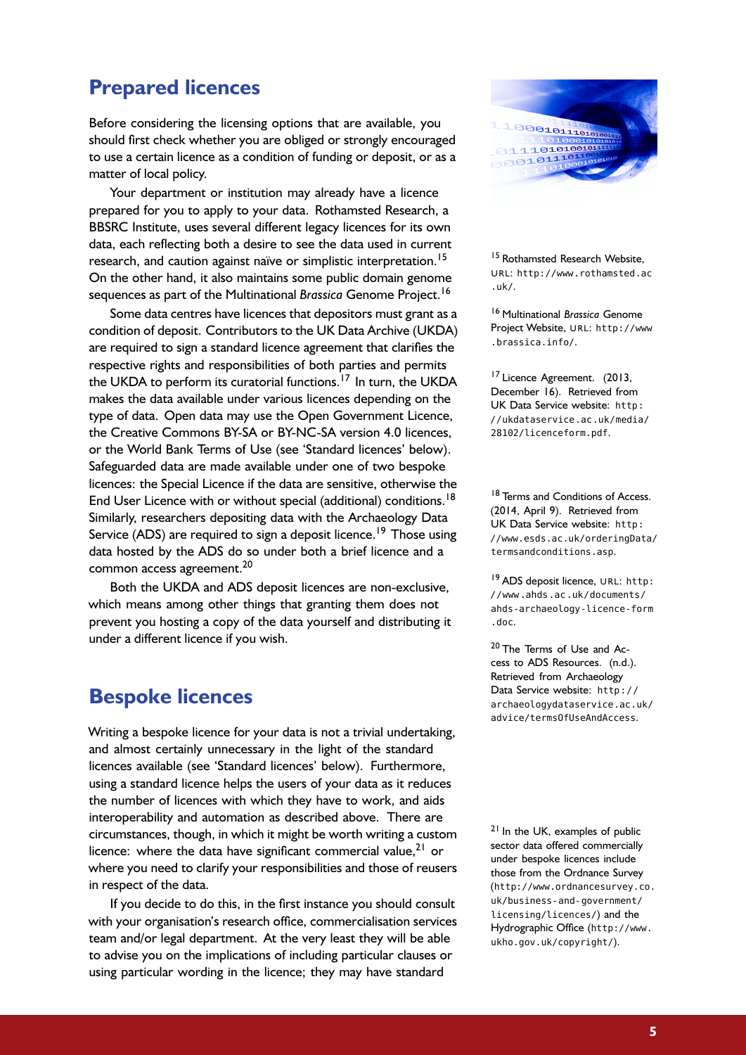## Prepared licences

Before considering the licensing options that are available, you should first check whether you are obliged or strongly encouraged to use a certain licence as a condition of funding or deposit, or as a matter of local policy.

Your department or institution may already have a licence prepared for you to apply to your data. Rothamsted Research, a BBSRC Institute, uses several different legacy licences for its own data, each reflecting both a desire to see the data used in current research, and caution against naïve or simplistic interpretation.[15] On the other hand, it also maintains some public domain genome sequences as part of the Multinational *Brassica* Genome Project.[16]

Some data centres have licences that depositors must grant as a condition of deposit. Contributors to the UK Data Archive (UKDA) are required to sign a standard licence agreement that clarifies the respective rights and responsibilities of both parties and permits the UKDA to perform its curatorial functions.[17] In turn, the UKDA makes the data available under various licences depending on the type of data. Open data may use the Open Government Licence, the Creative Commons BY-SA or BY-NC-SA version 4.0 licences, or the World Bank Terms of Use (see 'Standard licences' below). Safeguarded data are made available under one of two bespoke licences: the Special Licence if the data are sensitive, otherwise the End User Licence with or without special (additional) conditions.[18] Similarly, researchers depositing data with the Archaeology Data Service (ADS) are required to sign a deposit licence.[19] Those using data hosted by the ADS do so under both a brief licence and a common access agreement.[20]

Both the UKDA and ADS deposit licences are non-exclusive, which means among other things that granting them does not prevent you hosting a copy of the data yourself and distributing it under a different licence if you wish.

## Bespoke licences

Writing a bespoke licence for your data is not a trivial undertaking, and almost certainly unnecessary in the light of the standard licences available (see 'Standard licences' below). Furthermore, using a standard licence helps the users of your data as it reduces the number of licences with which they have to work, and aids interoperability and automation as described above. There are circumstances, though, in which it might be worth writing a custom licence: where the data have significant commercial value,[21] or where you need to clarify your responsibilities and those of reusers in respect of the data.

If you decide to do this, in the first instance you should consult with your organisation's research office, commercialisation services team and/or legal department. At the very least they will be able to advise you on the implications of including particular clauses or using particular wording in the licence; they may have standard

---

[15] Rothamsted Research Website, URL: http://www.rothamsted.ac.uk/.

[16] Multinational *Brassica* Genome Project Website, URL: http://www.brassica.info/.

[17] Licence Agreement. (2013, December 16). Retrieved from UK Data Service website: http://ukdataservice.ac.uk/media/28102/licenceform.pdf.

[18] Terms and Conditions of Access. (2014, April 9). Retrieved from UK Data Service website: http://www.esds.ac.uk/orderingData/termsandconditions.asp.

[19] ADS deposit licence, URL: http://www.ahds.ac.uk/documents/ahds-archaeology-licence-form.doc.

[20] The Terms of Use and Access to ADS Resources. (n.d.). Retrieved from Archaeology Data Service website: http://archaeologydataservice.ac.uk/advice/termsOfUseAndAccess.

[21] In the UK, examples of public sector data offered commercially under bespoke licences include those from the Ordnance Survey (http://www.ordnancesurvey.co.uk/business-and-government/licensing/licences/) and the Hydrographic Office (http://www.ukho.gov.uk/copyright/).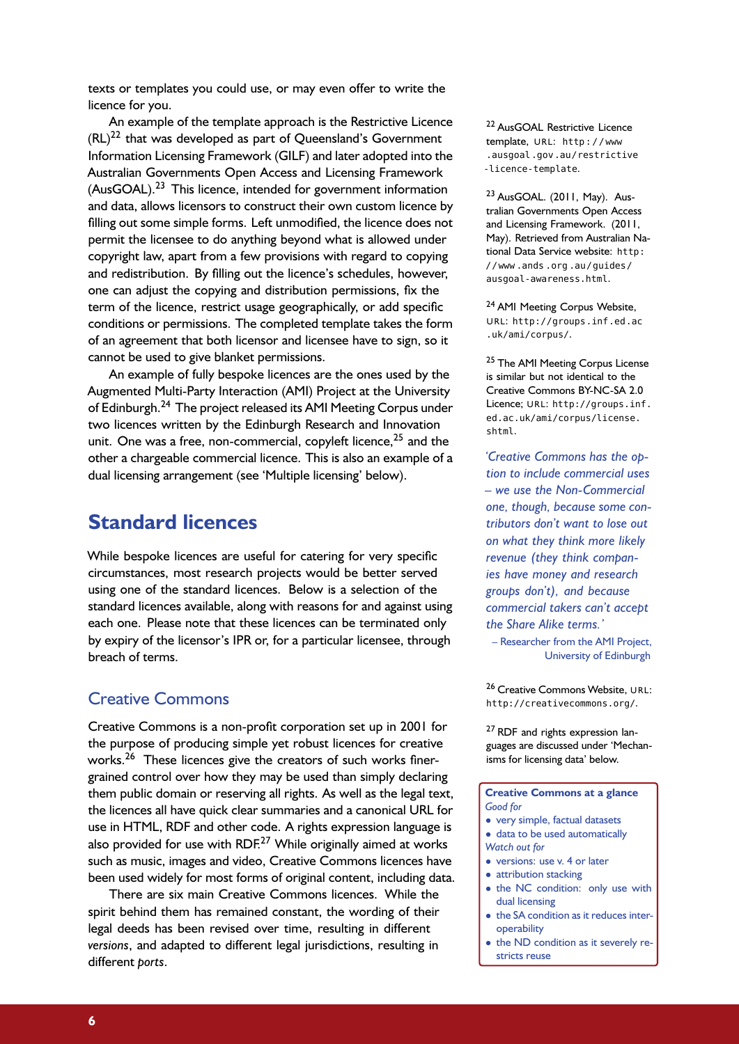texts or templates you could use, or may even offer to write the licence for you.

An example of the template approach is the Restrictive Licence (RL)[22] that was developed as part of Queensland's Government Information Licensing Framework (GILF) and later adopted into the Australian Governments Open Access and Licensing Framework (AusGOAL).[23] This licence, intended for government information and data, allows licensors to construct their own custom licence by filling out some simple forms. Left unmodified, the licence does not permit the licensee to do anything beyond what is allowed under copyright law, apart from a few provisions with regard to copying and redistribution. By filling out the licence's schedules, however, one can adjust the copying and distribution permissions, fix the term of the licence, restrict usage geographically, or add specific conditions or permissions. The completed template takes the form of an agreement that both licensor and licensee have to sign, so it cannot be used to give blanket permissions.

An example of fully bespoke licences are the ones used by the Augmented Multi-Party Interaction (AMI) Project at the University of Edinburgh.[24] The project released its AMI Meeting Corpus under two licences written by the Edinburgh Research and Innovation unit. One was a free, non-commercial, copyleft licence,[25] and the other a chargeable commercial licence. This is also an example of a dual licensing arrangement (see 'Multiple licensing' below).

[22] AusGOAL Restrictive Licence template, URL: `http://www.ausgoal.gov.au/restrictive-licence-template`.

[23] AusGOAL. (2011, May). Australian Governments Open Access and Licensing Framework. (2011, May). Retrieved from Australian National Data Service website: `http://www.ands.org.au/guides/ausgoal-awareness.html`.

[24] AMI Meeting Corpus Website, URL: `http://groups.inf.ed.ac.uk/ami/corpus/`.

[25] The AMI Meeting Corpus License is similar but not identical to the Creative Commons BY-NC-SA 2.0 Licence; URL: `http://groups.inf.ed.ac.uk/ami/corpus/license.shtml`.

> *'Creative Commons has the option to include commercial uses – we use the Non-Commercial one, though, because some contributors don't want to lose out on what they think more likely revenue (they think companies have money and research groups don't), and because commercial takers can't accept the Share Alike terms.'*
>
> – Researcher from the AMI Project, University of Edinburgh

## Standard licences

While bespoke licences are useful for catering for very specific circumstances, most research projects would be better served using one of the standard licences. Below is a selection of the standard licences available, along with reasons for and against using each one. Please note that these licences can be terminated only by expiry of the licensor's IPR or, for a particular licensee, through breach of terms.

### Creative Commons

Creative Commons is a non-profit corporation set up in 2001 for the purpose of producing simple yet robust licences for creative works.[26] These licences give the creators of such works finer-grained control over how they may be used than simply declaring them public domain or reserving all rights. As well as the legal text, the licences all have quick clear summaries and a canonical URL for use in HTML, RDF and other code. A rights expression language is also provided for use with RDF.[27] While originally aimed at works such as music, images and video, Creative Commons licences have been used widely for most forms of original content, including data.

There are six main Creative Commons licences. While the spirit behind them has remained constant, the wording of their legal deeds has been revised over time, resulting in different *versions*, and adapted to different legal jurisdictions, resulting in different *ports*.

[26] Creative Commons Website, URL: `http://creativecommons.org/`.

[27] RDF and rights expression languages are discussed under 'Mechanisms for licensing data' below.

**Creative Commons at a glance**

*Good for*

- very simple, factual datasets
- data to be used automatically

*Watch out for*

- versions: use v. 4 or later
- attribution stacking
- the NC condition: only use with dual licensing
- the SA condition as it reduces interoperability
- the ND condition as it severely restricts reuse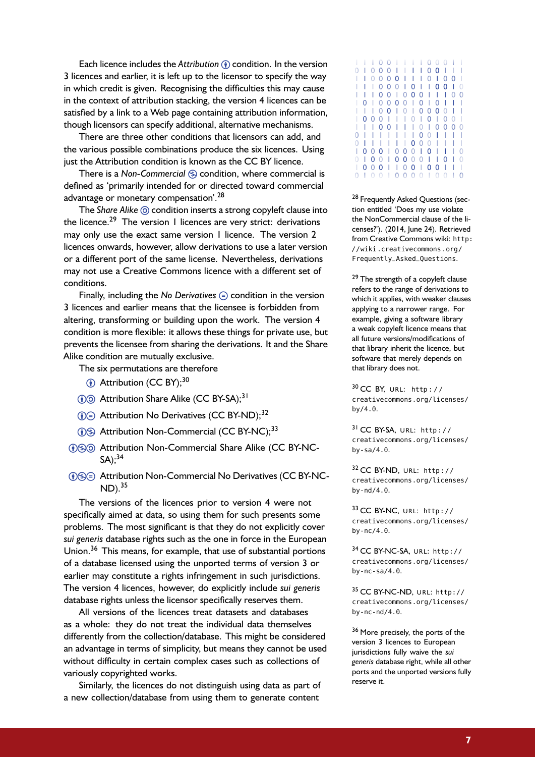Each licence includes the *Attribution* Ⓘ condition. In the version 3 licences and earlier, it is left up to the licensor to specify the way in which credit is given. Recognising the difficulties this may cause in the context of attribution stacking, the version 4 licences can be satisfied by a link to a Web page containing attribution information, though licensors can specify additional, alternative mechanisms.

There are three other conditions that licensors can add, and the various possible combinations produce the six licences. Using just the Attribution condition is known as the CC BY licence.

There is a *Non-Commercial* condition, where commercial is defined as 'primarily intended for or directed toward commercial advantage or monetary compensation'.[28]

The *Share Alike* condition inserts a strong copyleft clause into the licence.[29] The version 1 licences are very strict: derivations may only use the exact same version 1 licence. The version 2 licences onwards, however, allow derivations to use a later version or a different port of the same license. Nevertheless, derivations may not use a Creative Commons licence with a different set of conditions.

Finally, including the *No Derivatives* condition in the version 3 licences and earlier means that the licensee is forbidden from altering, transforming or building upon the work. The version 4 condition is more flexible: it allows these things for private use, but prevents the licensee from sharing the derivations. It and the Share Alike condition are mutually exclusive.

The six permutations are therefore

- Attribution (CC BY);[30]
- Attribution Share Alike (CC BY-SA);[31]
- Attribution No Derivatives (CC BY-ND);[32]
- Attribution Non-Commercial (CC BY-NC);[33]
- Attribution Non-Commercial Share Alike (CC BY-NC-SA);[34]
- Attribution Non-Commercial No Derivatives (CC BY-NC-ND).[35]

The versions of the licences prior to version 4 were not specifically aimed at data, so using them for such presents some problems. The most significant is that they do not explicitly cover *sui generis* database rights such as the one in force in the European Union.[36] This means, for example, that use of substantial portions of a database licensed using the unported terms of version 3 or earlier may constitute a rights infringement in such jurisdictions. The version 4 licences, however, do explicitly include *sui generis* database rights unless the licensor specifically reserves them.

All versions of the licences treat datasets and databases as a whole: they do not treat the individual data themselves differently from the collection/database. This might be considered an advantage in terms of simplicity, but means they cannot be used without difficulty in certain complex cases such as collections of variously copyrighted works.

Similarly, the licences do not distinguish using data as part of a new collection/database from using them to generate content

---

[28] Frequently Asked Questions (section entitled 'Does my use violate the NonCommercial clause of the licenses?'). (2014, June 24). Retrieved from Creative Commons wiki: `http://wiki.creativecommons.org/Frequently_Asked_Questions`.

[29] The strength of a copyleft clause refers to the range of derivations to which it applies, with weaker clauses applying to a narrower range. For example, giving a software library a weak copyleft licence means that all future versions/modifications of that library inherit the licence, but software that merely depends on that library does not.

[30] CC BY, URL: `http://creativecommons.org/licenses/by/4.0`.

[31] CC BY-SA, URL: `http://creativecommons.org/licenses/by-sa/4.0`.

[32] CC BY-ND, URL: `http://creativecommons.org/licenses/by-nd/4.0`.

[33] CC BY-NC, URL: `http://creativecommons.org/licenses/by-nc/4.0`.

[34] CC BY-NC-SA, URL: `http://creativecommons.org/licenses/by-nc-sa/4.0`.

[35] CC BY-NC-ND, URL: `http://creativecommons.org/licenses/by-nc-nd/4.0`.

[36] More precisely, the ports of the version 3 licences to European jurisdictions fully waive the *sui generis* database right, while all other ports and the unported versions fully reserve it.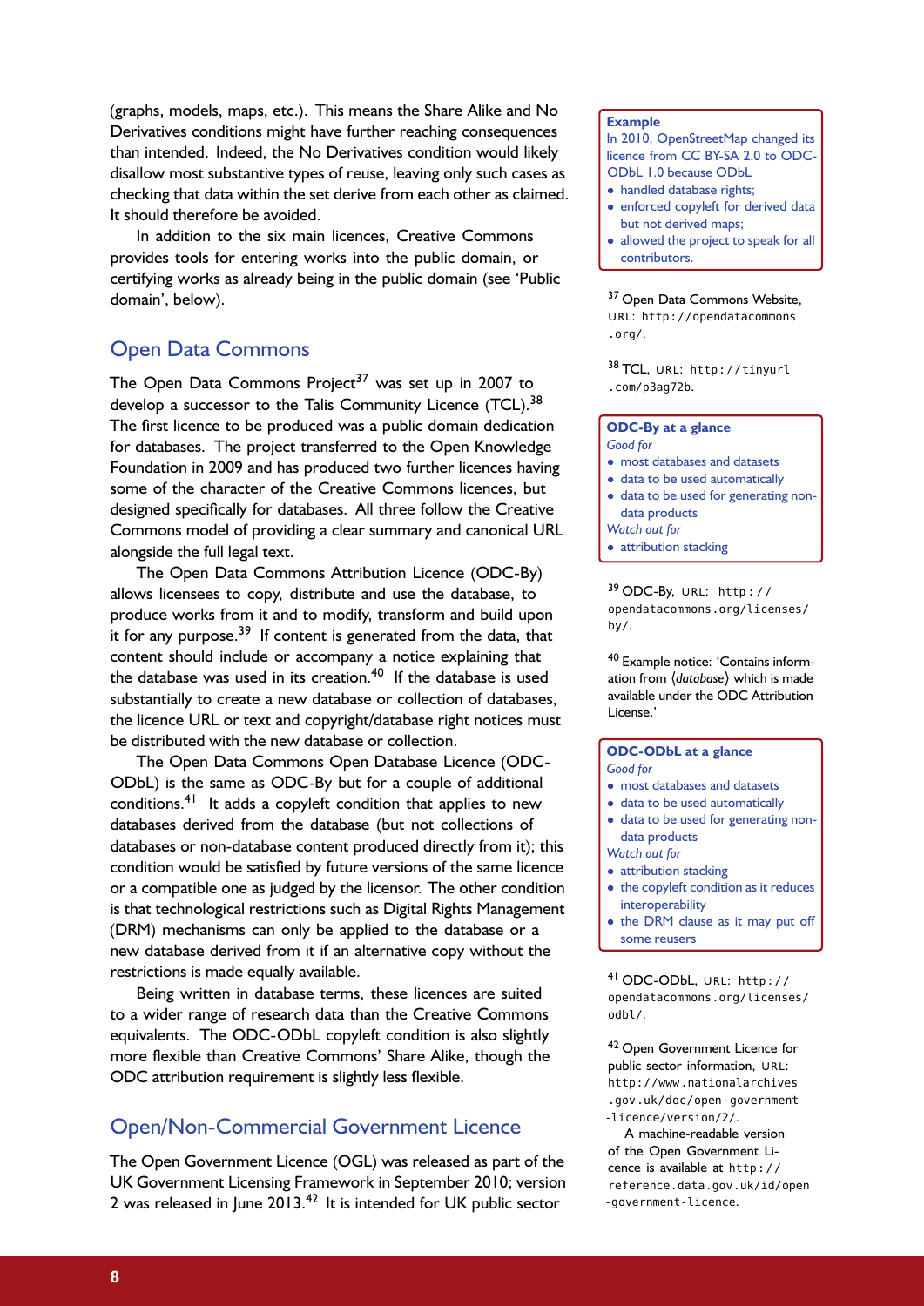(graphs, models, maps, etc.). This means the Share Alike and No Derivatives conditions might have further reaching consequences than intended. Indeed, the No Derivatives condition would likely disallow most substantive types of reuse, leaving only such cases as checking that data within the set derive from each other as claimed. It should therefore be avoided.

In addition to the six main licences, Creative Commons provides tools for entering works into the public domain, or certifying works as already being in the public domain (see 'Public domain', below).

**Example**
In 2010, OpenStreetMap changed its licence from CC BY-SA 2.0 to ODC-ODbL 1.0 because ODbL
- handled database rights;
- enforced copyleft for derived data but not derived maps;
- allowed the project to speak for all contributors.

## Open Data Commons

The Open Data Commons Project[37] was set up in 2007 to develop a successor to the Talis Community Licence (TCL).[38] The first licence to be produced was a public domain dedication for databases. The project transferred to the Open Knowledge Foundation in 2009 and has produced two further licences having some of the character of the Creative Commons licences, but designed specifically for databases. All three follow the Creative Commons model of providing a clear summary and canonical URL alongside the full legal text.

[37] Open Data Commons Website, URL: http://opendatacommons.org/.

[38] TCL, URL: http://tinyurl.com/p3ag72b.

The Open Data Commons Attribution Licence (ODC-By) allows licensees to copy, distribute and use the database, to produce works from it and to modify, transform and build upon it for any purpose.[39] If content is generated from the data, that content should include or accompany a notice explaining that the database was used in its creation.[40] If the database is used substantially to create a new database or collection of databases, the licence URL or text and copyright/database right notices must be distributed with the new database or collection.

**ODC-By at a glance**
*Good for*
- most databases and datasets
- data to be used automatically
- data to be used for generating non-data products

*Watch out for*
- attribution stacking

[39] ODC-By, URL: http://opendatacommons.org/licenses/by/.

[40] Example notice: 'Contains information from (*database*) which is made available under the ODC Attribution License.'

The Open Data Commons Open Database Licence (ODC-ODbL) is the same as ODC-By but for a couple of additional conditions.[41] It adds a copyleft condition that applies to new databases derived from the database (but not collections of databases or non-database content produced directly from it); this condition would be satisfied by future versions of the same licence or a compatible one as judged by the licensor. The other condition is that technological restrictions such as Digital Rights Management (DRM) mechanisms can only be applied to the database or a new database derived from it if an alternative copy without the restrictions is made equally available.

**ODC-ODbL at a glance**
*Good for*
- most databases and datasets
- data to be used automatically
- data to be used for generating non-data products

*Watch out for*
- attribution stacking
- the copyleft condition as it reduces interoperability
- the DRM clause as it may put off some reusers

Being written in database terms, these licences are suited to a wider range of research data than the Creative Commons equivalents. The ODC-ODbL copyleft condition is also slightly more flexible than Creative Commons' Share Alike, though the ODC attribution requirement is slightly less flexible.

[41] ODC-ODbL, URL: http://opendatacommons.org/licenses/odbl/.

## Open/Non-Commercial Government Licence

The Open Government Licence (OGL) was released as part of the UK Government Licensing Framework in September 2010; version 2 was released in June 2013.[42] It is intended for UK public sector

[42] Open Government Licence for public sector information, URL: http://www.nationalarchives.gov.uk/doc/open-government-licence/version/2/.
A machine-readable version of the Open Government Licence is available at http://reference.data.gov.uk/id/open-government-licence.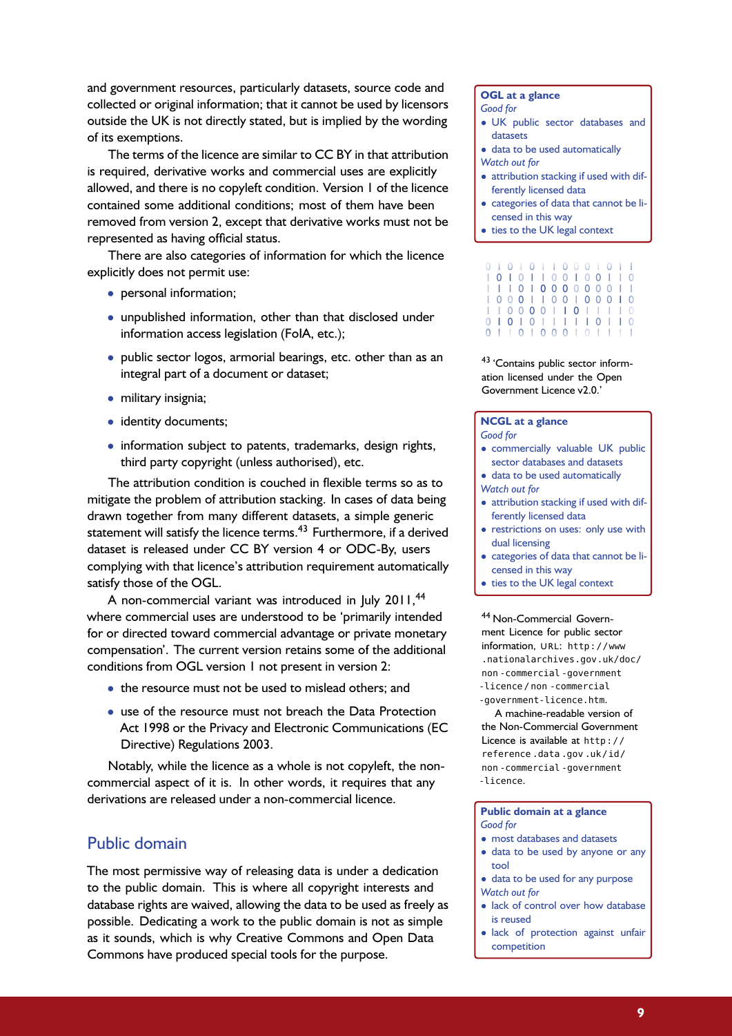and government resources, particularly datasets, source code and collected or original information; that it cannot be used by licensors outside the UK is not directly stated, but is implied by the wording of its exemptions.

The terms of the licence are similar to CC BY in that attribution is required, derivative works and commercial uses are explicitly allowed, and there is no copyleft condition. Version 1 of the licence contained some additional conditions; most of them have been removed from version 2, except that derivative works must not be represented as having official status.

There are also categories of information for which the licence explicitly does not permit use:

- personal information;
- unpublished information, other than that disclosed under information access legislation (FoIA, etc.);
- public sector logos, armorial bearings, etc. other than as an integral part of a document or dataset;
- military insignia;
- identity documents;
- information subject to patents, trademarks, design rights, third party copyright (unless authorised), etc.

The attribution condition is couched in flexible terms so as to mitigate the problem of attribution stacking. In cases of data being drawn together from many different datasets, a simple generic statement will satisfy the licence terms.[43] Furthermore, if a derived dataset is released under CC BY version 4 or ODC-By, users complying with that licence's attribution requirement automatically satisfy those of the OGL.

A non-commercial variant was introduced in July 2011,[44] where commercial uses are understood to be 'primarily intended for or directed toward commercial advantage or private monetary compensation'. The current version retains some of the additional conditions from OGL version 1 not present in version 2:

- the resource must not be used to mislead others; and
- use of the resource must not breach the Data Protection Act 1998 or the Privacy and Electronic Communications (EC Directive) Regulations 2003.

Notably, while the licence as a whole is not copyleft, the non-commercial aspect of it is. In other words, it requires that any derivations are released under a non-commercial licence.

## Public domain

The most permissive way of releasing data is under a dedication to the public domain. This is where all copyright interests and database rights are waived, allowing the data to be used as freely as possible. Dedicating a work to the public domain is not as simple as it sounds, which is why Creative Commons and Open Data Commons have produced special tools for the purpose.

**OGL at a glance**

*Good for*

- UK public sector databases and datasets
- data to be used automatically

*Watch out for*

- attribution stacking if used with differently licensed data
- categories of data that cannot be licensed in this way
- ties to the UK legal context

[43] 'Contains public sector information licensed under the Open Government Licence v2.0.'

**NCGL at a glance**

*Good for*

- commercially valuable UK public sector databases and datasets
- data to be used automatically

*Watch out for*

- attribution stacking if used with differently licensed data
- restrictions on uses: only use with dual licensing
- categories of data that cannot be licensed in this way
- ties to the UK legal context

[44] Non-Commercial Government Licence for public sector information, URL: http://www.nationalarchives.gov.uk/doc/non-commercial-government-licence/non-commercial-government-licence.htm.

A machine-readable version of the Non-Commercial Government Licence is available at http://reference.data.gov.uk/id/non-commercial-government-licence.

**Public domain at a glance**

*Good for*

- most databases and datasets
- data to be used by anyone or any tool
- data to be used for any purpose

*Watch out for*

- lack of control over how database is reused
- lack of protection against unfair competition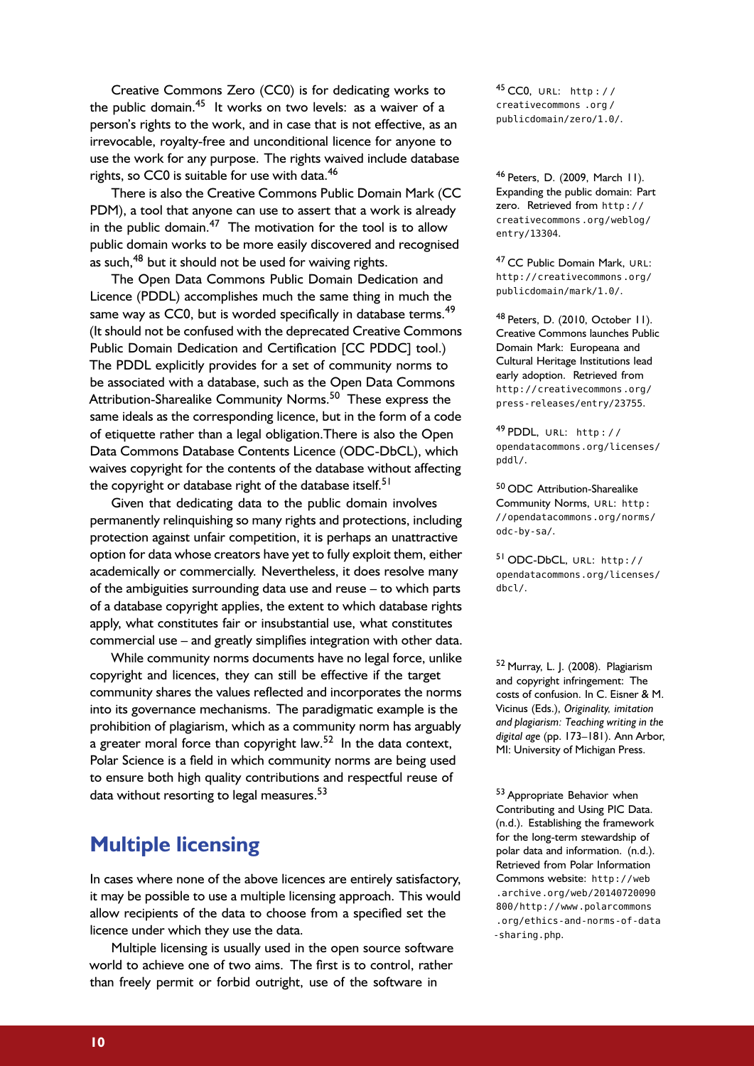Creative Commons Zero (CC0) is for dedicating works to the public domain.[45] It works on two levels: as a waiver of a person's rights to the work, and in case that is not effective, as an irrevocable, royalty-free and unconditional licence for anyone to use the work for any purpose. The rights waived include database rights, so CC0 is suitable for use with data.[46]

There is also the Creative Commons Public Domain Mark (CC PDM), a tool that anyone can use to assert that a work is already in the public domain.[47] The motivation for the tool is to allow public domain works to be more easily discovered and recognised as such,[48] but it should not be used for waiving rights.

The Open Data Commons Public Domain Dedication and Licence (PDDL) accomplishes much the same thing in much the same way as CC0, but is worded specifically in database terms.[49] (It should not be confused with the deprecated Creative Commons Public Domain Dedication and Certification [CC PDDC] tool.) The PDDL explicitly provides for a set of community norms to be associated with a database, such as the Open Data Commons Attribution-Sharealike Community Norms.[50] These express the same ideals as the corresponding licence, but in the form of a code of etiquette rather than a legal obligation.There is also the Open Data Commons Database Contents Licence (ODC-DbCL), which waives copyright for the contents of the database without affecting the copyright or database right of the database itself.[51]

Given that dedicating data to the public domain involves permanently relinquishing so many rights and protections, including protection against unfair competition, it is perhaps an unattractive option for data whose creators have yet to fully exploit them, either academically or commercially. Nevertheless, it does resolve many of the ambiguities surrounding data use and reuse – to which parts of a database copyright applies, the extent to which database rights apply, what constitutes fair or insubstantial use, what constitutes commercial use – and greatly simplifies integration with other data.

While community norms documents have no legal force, unlike copyright and licences, they can still be effective if the target community shares the values reflected and incorporates the norms into its governance mechanisms. The paradigmatic example is the prohibition of plagiarism, which as a community norm has arguably a greater moral force than copyright law.[52] In the data context, Polar Science is a field in which community norms are being used to ensure both high quality contributions and respectful reuse of data without resorting to legal measures.[53]

## Multiple licensing

In cases where none of the above licences are entirely satisfactory, it may be possible to use a multiple licensing approach. This would allow recipients of the data to choose from a specified set the licence under which they use the data.

Multiple licensing is usually used in the open source software world to achieve one of two aims. The first is to control, rather than freely permit or forbid outright, use of the software in

---

[45] CC0, URL: http://creativecommons.org/publicdomain/zero/1.0/.

[46] Peters, D. (2009, March 11). Expanding the public domain: Part zero. Retrieved from http://creativecommons.org/weblog/entry/13304.

[47] CC Public Domain Mark, URL: http://creativecommons.org/publicdomain/mark/1.0/.

[48] Peters, D. (2010, October 11). Creative Commons launches Public Domain Mark: Europeana and Cultural Heritage Institutions lead early adoption. Retrieved from http://creativecommons.org/press-releases/entry/23755.

[49] PDDL, URL: http://opendatacommons.org/licenses/pddl/.

[50] ODC Attribution-Sharealike Community Norms, URL: http://opendatacommons.org/norms/odc-by-sa/.

[51] ODC-DbCL, URL: http://opendatacommons.org/licenses/dbcl/.

[52] Murray, L. J. (2008). Plagiarism and copyright infringement: The costs of confusion. In C. Eisner & M. Vicinus (Eds.), *Originality, imitation and plagiarism: Teaching writing in the digital age* (pp. 173–181). Ann Arbor, MI: University of Michigan Press.

[53] Appropriate Behavior when Contributing and Using PIC Data. (n.d.). Establishing the framework for the long-term stewardship of polar data and information. (n.d.). Retrieved from Polar Information Commons website: http://web.archive.org/web/20140720090800/http://www.polarcommons.org/ethics-and-norms-of-data-sharing.php.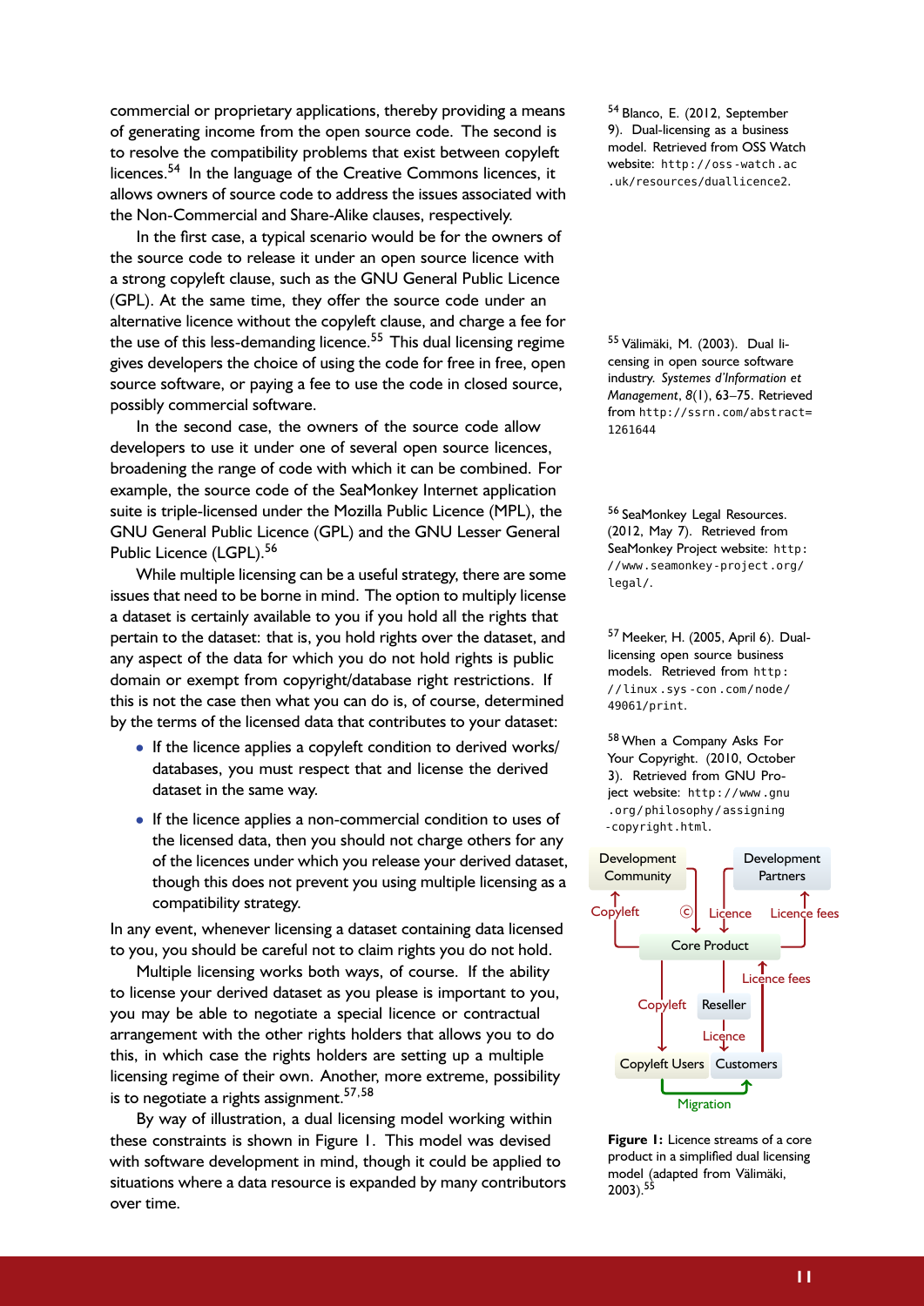commercial or proprietary applications, thereby providing a means of generating income from the open source code. The second is to resolve the compatibility problems that exist between copyleft licences.[54] In the language of the Creative Commons licences, it allows owners of source code to address the issues associated with the Non-Commercial and Share-Alike clauses, respectively.

In the first case, a typical scenario would be for the owners of the source code to release it under an open source licence with a strong copyleft clause, such as the GNU General Public Licence (GPL). At the same time, they offer the source code under an alternative licence without the copyleft clause, and charge a fee for the use of this less-demanding licence.[55] This dual licensing regime gives developers the choice of using the code for free in free, open source software, or paying a fee to use the code in closed source, possibly commercial software.

In the second case, the owners of the source code allow developers to use it under one of several open source licences, broadening the range of code with which it can be combined. For example, the source code of the SeaMonkey Internet application suite is triple-licensed under the Mozilla Public Licence (MPL), the GNU General Public Licence (GPL) and the GNU Lesser General Public Licence (LGPL).[56]

While multiple licensing can be a useful strategy, there are some issues that need to be borne in mind. The option to multiply license a dataset is certainly available to you if you hold all the rights that pertain to the dataset: that is, you hold rights over the dataset, and any aspect of the data for which you do not hold rights is public domain or exempt from copyright/database right restrictions. If this is not the case then what you can do is, of course, determined by the terms of the licensed data that contributes to your dataset:

- If the licence applies a copyleft condition to derived works/ databases, you must respect that and license the derived dataset in the same way.
- If the licence applies a non-commercial condition to uses of the licensed data, then you should not charge others for any of the licences under which you release your derived dataset, though this does not prevent you using multiple licensing as a compatibility strategy.

In any event, whenever licensing a dataset containing data licensed to you, you should be careful not to claim rights you do not hold.

Multiple licensing works both ways, of course. If the ability to license your derived dataset as you please is important to you, you may be able to negotiate a special licence or contractual arrangement with the other rights holders that allows you to do this, in which case the rights holders are setting up a multiple licensing regime of their own. Another, more extreme, possibility is to negotiate a rights assignment.[57,58]

By way of illustration, a dual licensing model working within these constraints is shown in Figure 1. This model was devised with software development in mind, though it could be applied to situations where a data resource is expanded by many contributors over time.

[54] Blanco, E. (2012, September 9). Dual-licensing as a business model. Retrieved from OSS Watch website: http://oss-watch.ac.uk/resources/duallicence2.

[55] Välimäki, M. (2003). Dual licensing in open source software industry. *Systemes d'Information et Management*, *8*(1), 63–75. Retrieved from http://ssrn.com/abstract=1261644

[56] SeaMonkey Legal Resources. (2012, May 7). Retrieved from SeaMonkey Project website: http://www.seamonkey-project.org/legal/.

[57] Meeker, H. (2005, April 6). Dual-licensing open source business models. Retrieved from http://linux.sys-con.com/node/49061/print.

[58] When a Company Asks For Your Copyright. (2010, October 3). Retrieved from GNU Project website: http://www.gnu.org/philosophy/assigning-copyright.html.

Development Community — Development Partners — Copyleft — © — Licence — Licence fees — Core Product — Licence fees — Copyleft — Reseller — Licence — Copyleft Users — Customers — Migration

**Figure 1:** Licence streams of a core product in a simplified dual licensing model (adapted from Välimäki, 2003).[55]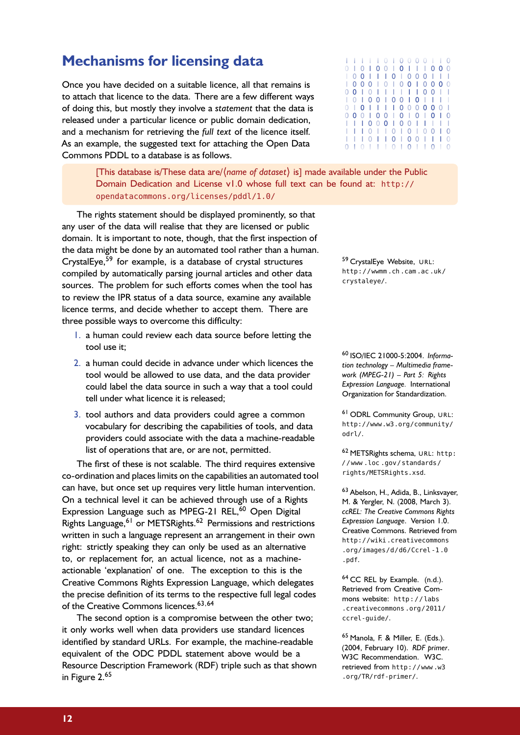## Mechanisms for licensing data

Once you have decided on a suitable licence, all that remains is to attach that licence to the data. There are a few different ways of doing this, but mostly they involve a *statement* that the data is released under a particular licence or public domain dedication, and a mechanism for retrieving the *full text* of the licence itself. As an example, the suggested text for attaching the Open Data Commons PDDL to a database is as follows.

> [This database is/These data are/⟨*name of dataset*⟩ is] made available under the Public Domain Dedication and License v1.0 whose full text can be found at: `http://opendatacommons.org/licenses/pddl/1.0/`

The rights statement should be displayed prominently, so that any user of the data will realise that they are licensed or public domain. It is important to note, though, that the first inspection of the data might be done by an automated tool rather than a human. CrystalEye,[59] for example, is a database of crystal structures compiled by automatically parsing journal articles and other data sources. The problem for such efforts comes when the tool has to review the IPR status of a data source, examine any available licence terms, and decide whether to accept them. There are three possible ways to overcome this difficulty:

1. a human could review each data source before letting the tool use it;
2. a human could decide in advance under which licences the tool would be allowed to use data, and the data provider could label the data source in such a way that a tool could tell under what licence it is released;
3. tool authors and data providers could agree a common vocabulary for describing the capabilities of tools, and data providers could associate with the data a machine-readable list of operations that are, or are not, permitted.

The first of these is not scalable. The third requires extensive co-ordination and places limits on the capabilities an automated tool can have, but once set up requires very little human intervention. On a technical level it can be achieved through use of a Rights Expression Language such as MPEG-21 REL,[60] Open Digital Rights Language,[61] or METSRights.[62] Permissions and restrictions written in such a language represent an arrangement in their own right: strictly speaking they can only be used as an alternative to, or replacement for, an actual licence, not as a machine-actionable 'explanation' of one. The exception to this is the Creative Commons Rights Expression Language, which delegates the precise definition of its terms to the respective full legal codes of the Creative Commons licences.[63,64]

The second option is a compromise between the other two; it only works well when data providers use standard licences identified by standard URLs. For example, the machine-readable equivalent of the ODC PDDL statement above would be a Resource Description Framework (RDF) triple such as that shown in Figure 2.[65]

---

[59] CrystalEye Website, URL: `http://wwmm.ch.cam.ac.uk/crystaleye/`.

[60] ISO/IEC 21000-5:2004. *Information technology – Multimedia framework (MPEG-21) – Part 5: Rights Expression Language*. International Organization for Standardization.

[61] ODRL Community Group, URL: `http://www.w3.org/community/odrl/`.

[62] METSRights schema, URL: `http://www.loc.gov/standards/rights/METSRights.xsd`.

[63] Abelson, H., Adida, B., Linksvayer, M. & Yergler, N. (2008, March 3). *ccREL: The Creative Commons Rights Expression Language*. Version 1.0. Creative Commons. Retrieved from `http://wiki.creativecommons.org/images/d/d6/Ccrel-1.0.pdf`.

[64] CC REL by Example. (n.d.). Retrieved from Creative Commons website: `http://labs.creativecommons.org/2011/ccrel-guide/`.

[65] Manola, F. & Miller, E. (Eds.). (2004, February 10). *RDF primer*. W3C Recommendation. W3C. retrieved from `http://www.w3.org/TR/rdf-primer/`.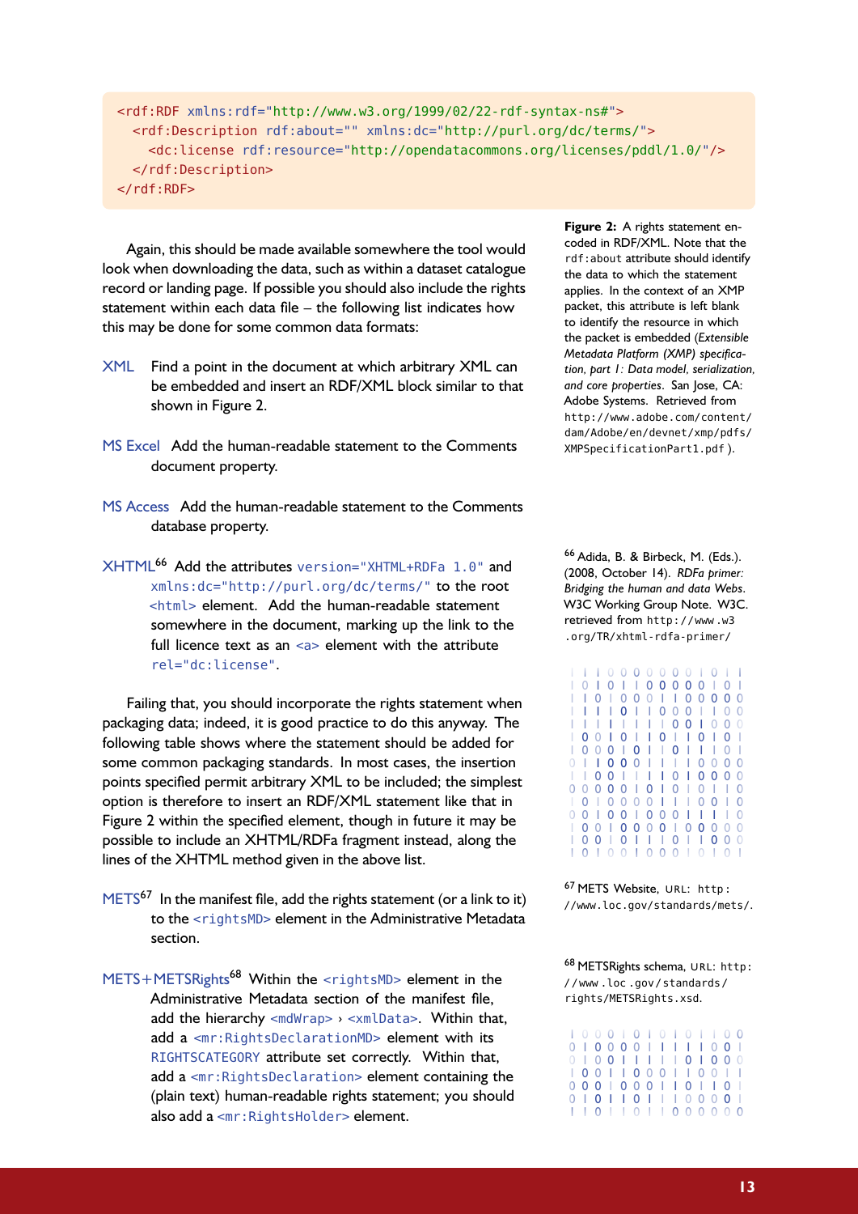```
<rdf:RDF xmlns:rdf="http://www.w3.org/1999/02/22-rdf-syntax-ns#">
  <rdf:Description rdf:about="" xmlns:dc="http://purl.org/dc/terms/">
    <dc:license rdf:resource="http://opendatacommons.org/licenses/pddl/1.0/"/>
  </rdf:Description>
</rdf:RDF>
```

**Figure 2:** A rights statement encoded in RDF/XML. Note that the `rdf:about` attribute should identify the data to which the statement applies. In the context of an XMP packet, this attribute is left blank to identify the resource in which the packet is embedded (*Extensible Metadata Platform (XMP) specification, part 1: Data model, serialization, and core properties*. San Jose, CA: Adobe Systems. Retrieved from `http://www.adobe.com/content/dam/Adobe/en/devnet/xmp/pdfs/XMPSpecificationPart1.pdf`).

Again, this should be made available somewhere the tool would look when downloading the data, such as within a dataset catalogue record or landing page. If possible you should also include the rights statement within each data file – the following list indicates how this may be done for some common data formats:

XML
: Find a point in the document at which arbitrary XML can be embedded and insert an RDF/XML block similar to that shown in Figure 2.

MS Excel
: Add the human-readable statement to the Comments document property.

MS Access
: Add the human-readable statement to the Comments database property.

XHTML[66]
: Add the attributes `version="XHTML+RDFa 1.0"` and `xmlns:dc="http://purl.org/dc/terms/"` to the root `<html>` element. Add the human-readable statement somewhere in the document, marking up the link to the full licence text as an `<a>` element with the attribute `rel="dc:license"`.

Failing that, you should incorporate the rights statement when packaging data; indeed, it is good practice to do this anyway. The following table shows where the statement should be added for some common packaging standards. In most cases, the insertion points specified permit arbitrary XML to be included; the simplest option is therefore to insert an RDF/XML statement like that in Figure 2 within the specified element, though in future it may be possible to include an XHTML/RDFa fragment instead, along the lines of the XHTML method given in the above list.

METS[67]
: In the manifest file, add the rights statement (or a link to it) to the `<rightsMD>` element in the Administrative Metadata section.

METS+METSRights[68]
: Within the `<rightsMD>` element in the Administrative Metadata section of the manifest file, add the hierarchy `<mdWrap>` › `<xmlData>`. Within that, add a `<mr:RightsDeclarationMD>` element with its `RIGHTSCATEGORY` attribute set correctly. Within that, add a `<mr:RightsDeclaration>` element containing the (plain text) human-readable rights statement; you should also add a `<mr:RightsHolder>` element.

[66] Adida, B. & Birbeck, M. (Eds.). (2008, October 14). *RDFa primer: Bridging the human and data Webs*. W3C Working Group Note. W3C. retrieved from `http://www.w3.org/TR/xhtml-rdfa-primer/`

[67] METS Website, URL: `http://www.loc.gov/standards/mets/`.

[68] METSRights schema, URL: `http://www.loc.gov/standards/rights/METSRights.xsd`.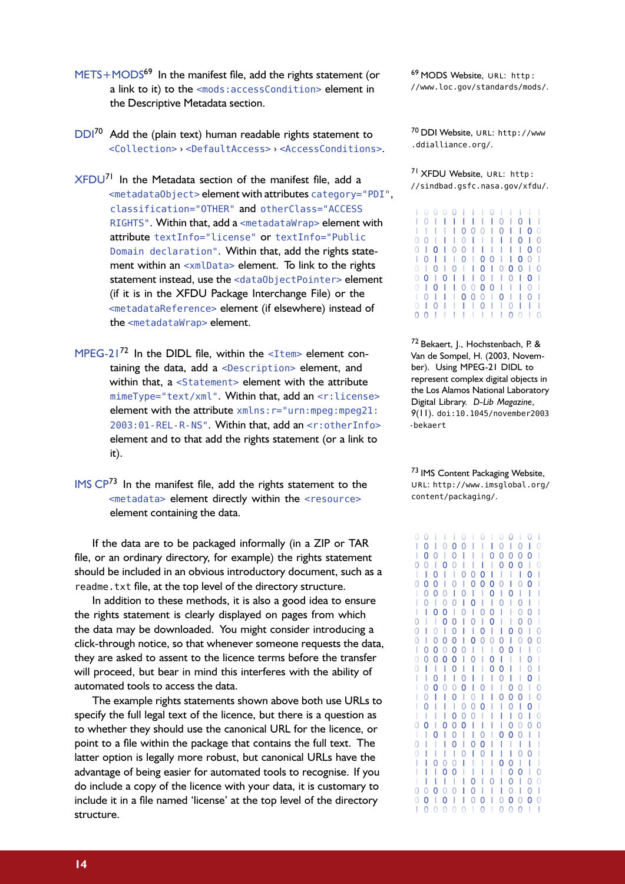**METS+MODS**[69] In the manifest file, add the rights statement (or a link to it) to the `<mods:accessCondition>` element in the Descriptive Metadata section.

**DDI**[70] Add the (plain text) human readable rights statement to `<Collection>` › `<DefaultAccess>` › `<AccessConditions>`.

**XFDU**[71] In the Metadata section of the manifest file, add a `<metadataObject>` element with attributes `category="PDI"`, `classification="OTHER"` and `otherClass="ACCESS RIGHTS"`. Within that, add a `<metadataWrap>` element with attribute `textInfo="license"` or `textInfo="Public Domain declaration"`. Within that, add the rights statement within an `<xmlData>` element. To link to the rights statement instead, use the `<dataObjectPointer>` element (if it is in the XFDU Package Interchange File) or the `<metadataReference>` element (if elsewhere) instead of the `<metadataWrap>` element.

**MPEG-21**[72] In the DIDL file, within the `<Item>` element containing the data, add a `<Description>` element, and within that, a `<Statement>` element with the attribute `mimeType="text/xml"`. Within that, add an `<r:license>` element with the attribute `xmlns:r="urn:mpeg:mpeg21:2003:01-REL-R-NS"`. Within that, add an `<r:otherInfo>` element and to that add the rights statement (or a link to it).

**IMS CP**[73] In the manifest file, add the rights statement to the `<metadata>` element directly within the `<resource>` element containing the data.

If the data are to be packaged informally (in a ZIP or TAR file, or an ordinary directory, for example) the rights statement should be included in an obvious introductory document, such as a `readme.txt` file, at the top level of the directory structure.

In addition to these methods, it is also a good idea to ensure the rights statement is clearly displayed on pages from which the data may be downloaded. You might consider introducing a click-through notice, so that whenever someone requests the data, they are asked to assent to the licence terms before the transfer will proceed, but bear in mind this interferes with the ability of automated tools to access the data.

The example rights statements shown above both use URLs to specify the full legal text of the licence, but there is a question as to whether they should use the canonical URL for the licence, or point to a file within the package that contains the full text. The latter option is legally more robust, but canonical URLs have the advantage of being easier for automated tools to recognise. If you do include a copy of the licence with your data, it is customary to include it in a file named 'license' at the top level of the directory structure.

---

[69] MODS Website, URL: `http://www.loc.gov/standards/mods/`.

[70] DDI Website, URL: `http://www.ddialliance.org/`.

[71] XFDU Website, URL: `http://sindbad.gsfc.nasa.gov/xfdu/`.

[72] Bekaert, J., Hochstenbach, P. & Van de Sompel, H. (2003, November). Using MPEG-21 DIDL to represent complex digital objects in the Los Alamos National Laboratory Digital Library. *D-Lib Magazine*, 9(11). doi:`10.1045/november2003-bekaert`

[73] IMS Content Packaging Website, URL: `http://www.imsglobal.org/content/packaging/`.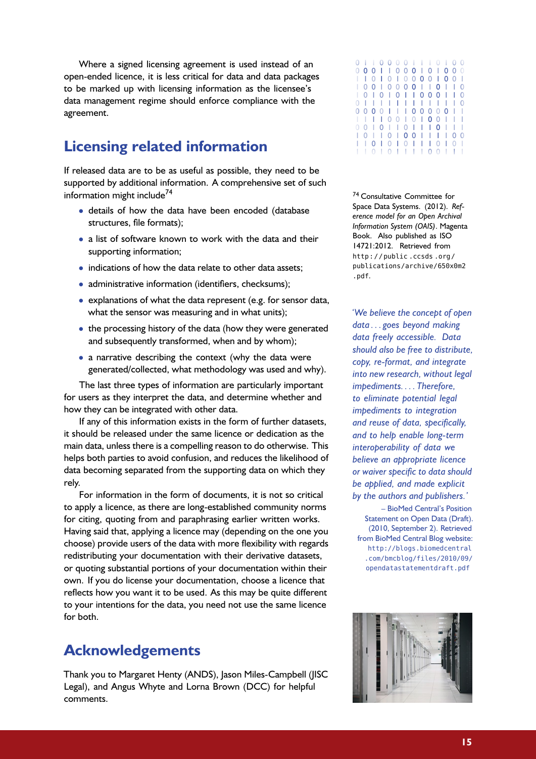Where a signed licensing agreement is used instead of an open-ended licence, it is less critical for data and data packages to be marked up with licensing information as the licensee's data management regime should enforce compliance with the agreement.

## Licensing related information

If released data are to be as useful as possible, they need to be supported by additional information. A comprehensive set of such information might include[74]

- details of how the data have been encoded (database structures, file formats);
- a list of software known to work with the data and their supporting information;
- indications of how the data relate to other data assets;
- administrative information (identifiers, checksums);
- explanations of what the data represent (e.g. for sensor data, what the sensor was measuring and in what units);
- the processing history of the data (how they were generated and subsequently transformed, when and by whom);
- a narrative describing the context (why the data were generated/collected, what methodology was used and why).

The last three types of information are particularly important for users as they interpret the data, and determine whether and how they can be integrated with other data.

If any of this information exists in the form of further datasets, it should be released under the same licence or dedication as the main data, unless there is a compelling reason to do otherwise. This helps both parties to avoid confusion, and reduces the likelihood of data becoming separated from the supporting data on which they rely.

For information in the form of documents, it is not so critical to apply a licence, as there are long-established community norms for citing, quoting from and paraphrasing earlier written works. Having said that, applying a licence may (depending on the one you choose) provide users of the data with more flexibility with regards redistributing your documentation with their derivative datasets, or quoting substantial portions of your documentation within their own. If you do license your documentation, choose a licence that reflects how you want it to be used. As this may be quite different to your intentions for the data, you need not use the same licence for both.

[74] Consultative Committee for Space Data Systems. (2012). *Reference model for an Open Archival Information System (OAIS)*. Magenta Book. Also published as ISO 14721:2012. Retrieved from `http://public.ccsds.org/publications/archive/650x0m2.pdf`.

*'We believe the concept of open data . . . goes beyond making data freely accessible. Data should also be free to distribute, copy, re-format, and integrate into new research, without legal impediments. . . . Therefore, to eliminate potential legal impediments to integration and reuse of data, specifically, and to help enable long-term interoperability of data we believe an appropriate licence or waiver specific to data should be applied, and made explicit by the authors and publishers.'*

– BioMed Central's Position Statement on Open Data (Draft). (2010, September 2). Retrieved from BioMed Central Blog website: `http://blogs.biomedcentral.com/bmcblog/files/2010/09/opendatastatementdraft.pdf`

## Acknowledgements

Thank you to Margaret Henty (ANDS), Jason Miles-Campbell (JISC Legal), and Angus Whyte and Lorna Brown (DCC) for helpful comments.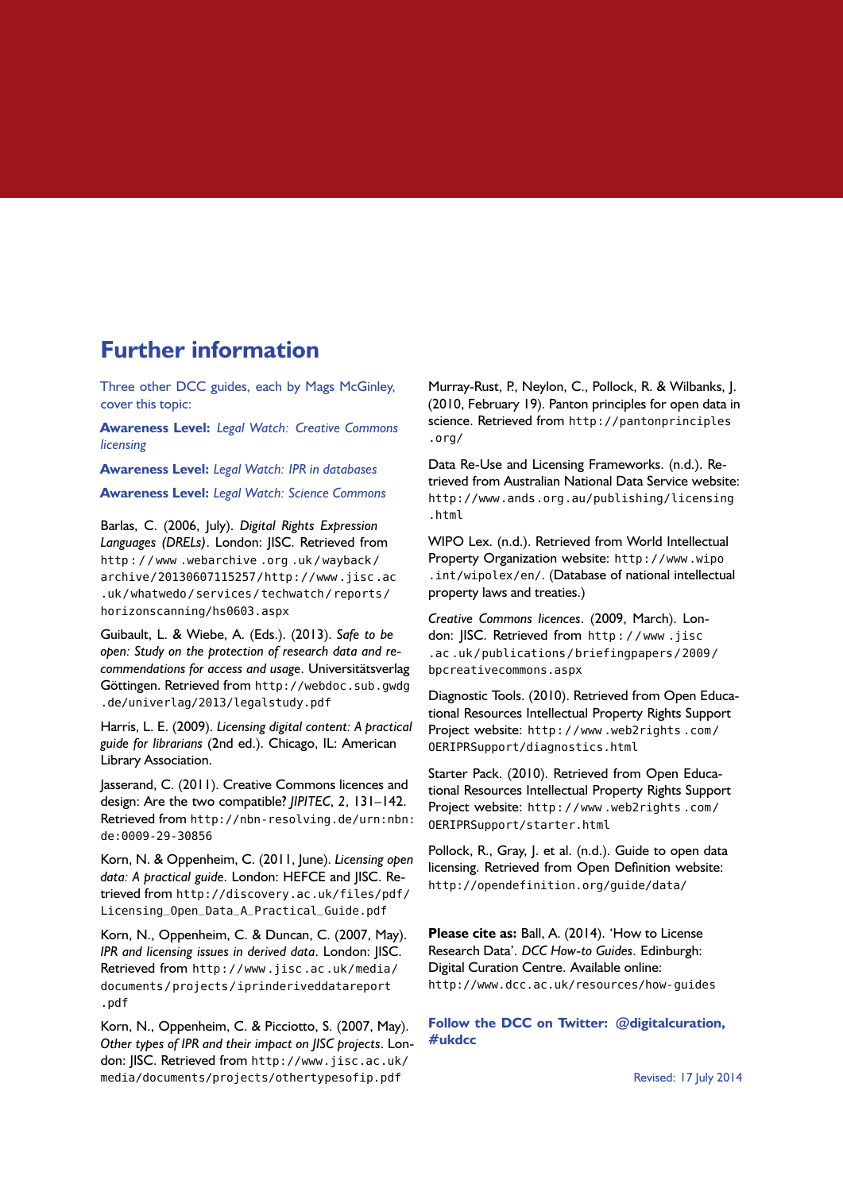## Further information

Three other DCC guides, each by Mags McGinley, cover this topic:

**Awareness Level:** *Legal Watch: Creative Commons licensing*

**Awareness Level:** *Legal Watch: IPR in databases*

**Awareness Level:** *Legal Watch: Science Commons*

Barlas, C. (2006, July). *Digital Rights Expression Languages (DRELs)*. London: JISC. Retrieved from `http://www.webarchive.org.uk/wayback/archive/20130607115257/http://www.jisc.ac.uk/whatwedo/services/techwatch/reports/horizonscanning/hs0603.aspx`

Guibault, L. & Wiebe, A. (Eds.). (2013). *Safe to be open: Study on the protection of research data and recommendations for access and usage*. Universitätsverlag Göttingen. Retrieved from `http://webdoc.sub.gwdg.de/univerlag/2013/legalstudy.pdf`

Harris, L. E. (2009). *Licensing digital content: A practical guide for librarians* (2nd ed.). Chicago, IL: American Library Association.

Jasserand, C. (2011). Creative Commons licences and design: Are the two compatible? *JIPITEC*, *2*, 131–142. Retrieved from `http://nbn-resolving.de/urn:nbn:de:0009-29-30856`

Korn, N. & Oppenheim, C. (2011, June). *Licensing open data: A practical guide*. London: HEFCE and JISC. Retrieved from `http://discovery.ac.uk/files/pdf/Licensing_Open_Data_A_Practical_Guide.pdf`

Korn, N., Oppenheim, C. & Duncan, C. (2007, May). *IPR and licensing issues in derived data*. London: JISC. Retrieved from `http://www.jisc.ac.uk/media/documents/projects/iprinderiveddatareport.pdf`

Korn, N., Oppenheim, C. & Picciotto, S. (2007, May). *Other types of IPR and their impact on JISC projects*. London: JISC. Retrieved from `http://www.jisc.ac.uk/media/documents/projects/othertypesofip.pdf`

Murray-Rust, P., Neylon, C., Pollock, R. & Wilbanks, J. (2010, February 19). Panton principles for open data in science. Retrieved from `http://pantonprinciples.org/`

Data Re-Use and Licensing Frameworks. (n.d.). Retrieved from Australian National Data Service website: `http://www.ands.org.au/publishing/licensing.html`

WIPO Lex. (n.d.). Retrieved from World Intellectual Property Organization website: `http://www.wipo.int/wipolex/en/`. (Database of national intellectual property laws and treaties.)

*Creative Commons licences*. (2009, March). London: JISC. Retrieved from `http://www.jisc.ac.uk/publications/briefingpapers/2009/bpcreativecommons.aspx`

Diagnostic Tools. (2010). Retrieved from Open Educational Resources Intellectual Property Rights Support Project website: `http://www.web2rights.com/OERIPRSupport/diagnostics.html`

Starter Pack. (2010). Retrieved from Open Educational Resources Intellectual Property Rights Support Project website: `http://www.web2rights.com/OERIPRSupport/starter.html`

Pollock, R., Gray, J. et al. (n.d.). Guide to open data licensing. Retrieved from Open Definition website: `http://opendefinition.org/guide/data/`

**Please cite as:** Ball, A. (2014). 'How to License Research Data'. *DCC How-to Guides*. Edinburgh: Digital Curation Centre. Available online: `http://www.dcc.ac.uk/resources/how-guides`

**Follow the DCC on Twitter: @digitalcuration, #ukdcc**

Revised: 17 July 2014